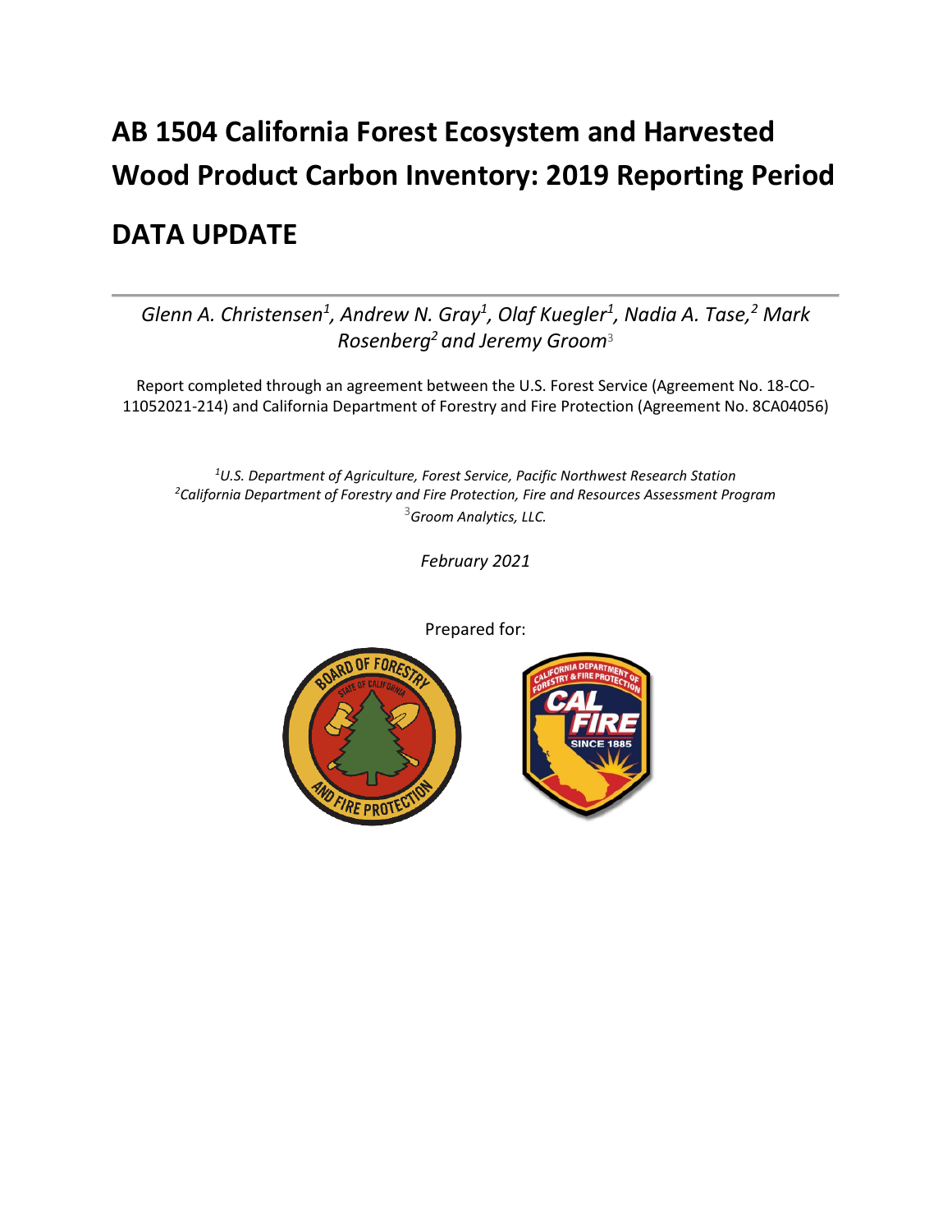# AB 1504 California Forest Ecosystem and Harvested Wood Product Carbon Inventory: 2019 Reporting Period

# DATA UPDATE

*Glenn A. Christensen[1], Andrew N. Gray[1], Olaf Kuegler[1], Nadia A. Tase,[2] Mark Rosenberg[2] and Jeremy Groom[3]*

Report completed through an agreement between the U.S. Forest Service (Agreement No. 18-CO-11052021-214) and California Department of Forestry and Fire Protection (Agreement No. 8CA04056)

*[1]U.S. Department of Agriculture, Forest Service, Pacific Northwest Research Station*
*[2]California Department of Forestry and Fire Protection, Fire and Resources Assessment Program*
*[3]Groom Analytics, LLC.*

*February 2021*

Prepared for: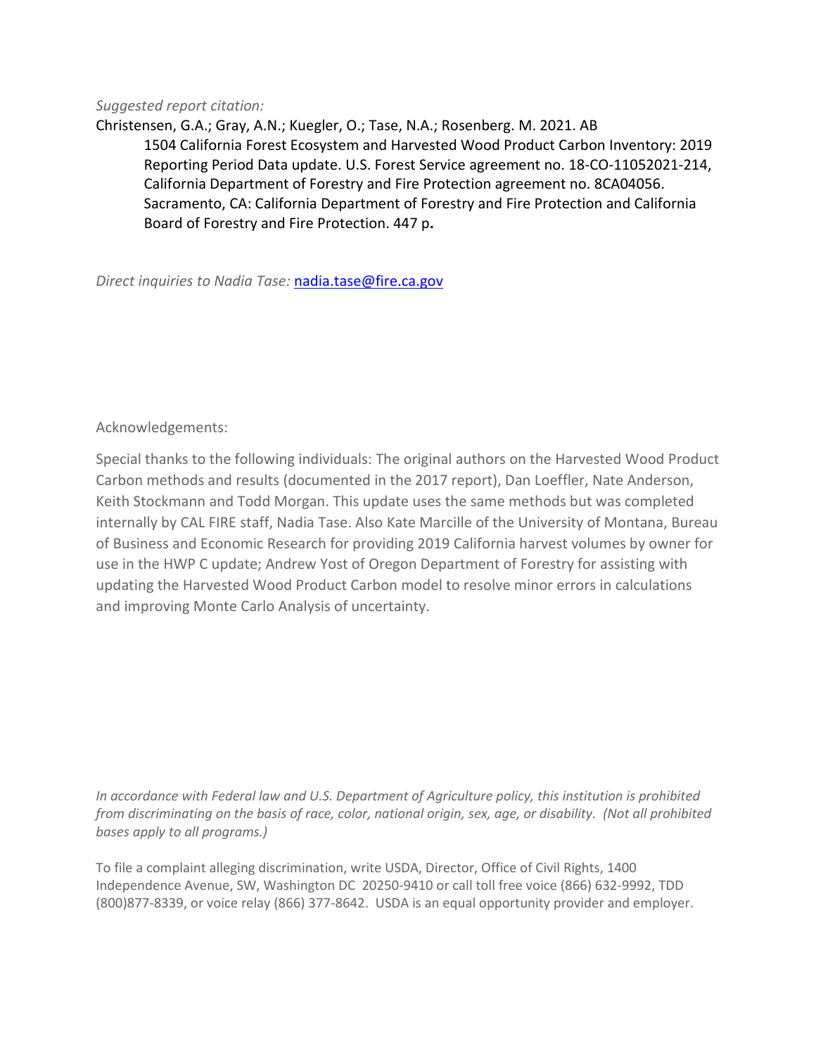*Suggested report citation:*

Christensen, G.A.; Gray, A.N.; Kuegler, O.; Tase, N.A.; Rosenberg. M. 2021. AB 1504 California Forest Ecosystem and Harvested Wood Product Carbon Inventory: 2019 Reporting Period Data update. U.S. Forest Service agreement no. 18-CO-11052021-214, California Department of Forestry and Fire Protection agreement no. 8CA04056. Sacramento, CA: California Department of Forestry and Fire Protection and California Board of Forestry and Fire Protection. 447 p**.**

*Direct inquiries to Nadia Tase:* nadia.tase@fire.ca.gov

Acknowledgements:

Special thanks to the following individuals: The original authors on the Harvested Wood Product Carbon methods and results (documented in the 2017 report), Dan Loeffler, Nate Anderson, Keith Stockmann and Todd Morgan. This update uses the same methods but was completed internally by CAL FIRE staff, Nadia Tase. Also Kate Marcille of the University of Montana, Bureau of Business and Economic Research for providing 2019 California harvest volumes by owner for use in the HWP C update; Andrew Yost of Oregon Department of Forestry for assisting with updating the Harvested Wood Product Carbon model to resolve minor errors in calculations and improving Monte Carlo Analysis of uncertainty.

*In accordance with Federal law and U.S. Department of Agriculture policy, this institution is prohibited from discriminating on the basis of race, color, national origin, sex, age, or disability. (Not all prohibited bases apply to all programs.)*

To file a complaint alleging discrimination, write USDA, Director, Office of Civil Rights, 1400 Independence Avenue, SW, Washington DC 20250-9410 or call toll free voice (866) 632-9992, TDD (800)877-8339, or voice relay (866) 377-8642. USDA is an equal opportunity provider and employer.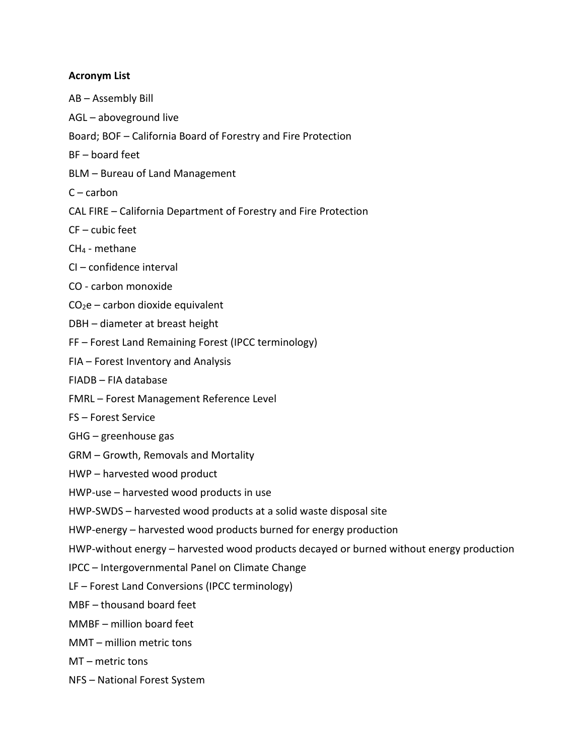**Acronym List**

AB – Assembly Bill

AGL – aboveground live

Board; BOF – California Board of Forestry and Fire Protection

BF – board feet

BLM – Bureau of Land Management

C – carbon

CAL FIRE – California Department of Forestry and Fire Protection

CF – cubic feet

$CH_4$ - methane

CI – confidence interval

CO - carbon monoxide

$CO_2e$ – carbon dioxide equivalent

DBH – diameter at breast height

FF – Forest Land Remaining Forest (IPCC terminology)

FIA – Forest Inventory and Analysis

FIADB – FIA database

FMRL – Forest Management Reference Level

FS – Forest Service

GHG – greenhouse gas

GRM – Growth, Removals and Mortality

HWP – harvested wood product

HWP-use – harvested wood products in use

HWP-SWDS – harvested wood products at a solid waste disposal site

HWP-energy – harvested wood products burned for energy production

HWP-without energy – harvested wood products decayed or burned without energy production

IPCC – Intergovernmental Panel on Climate Change

LF – Forest Land Conversions (IPCC terminology)

MBF – thousand board feet

MMBF – million board feet

MMT – million metric tons

MT – metric tons

NFS – National Forest System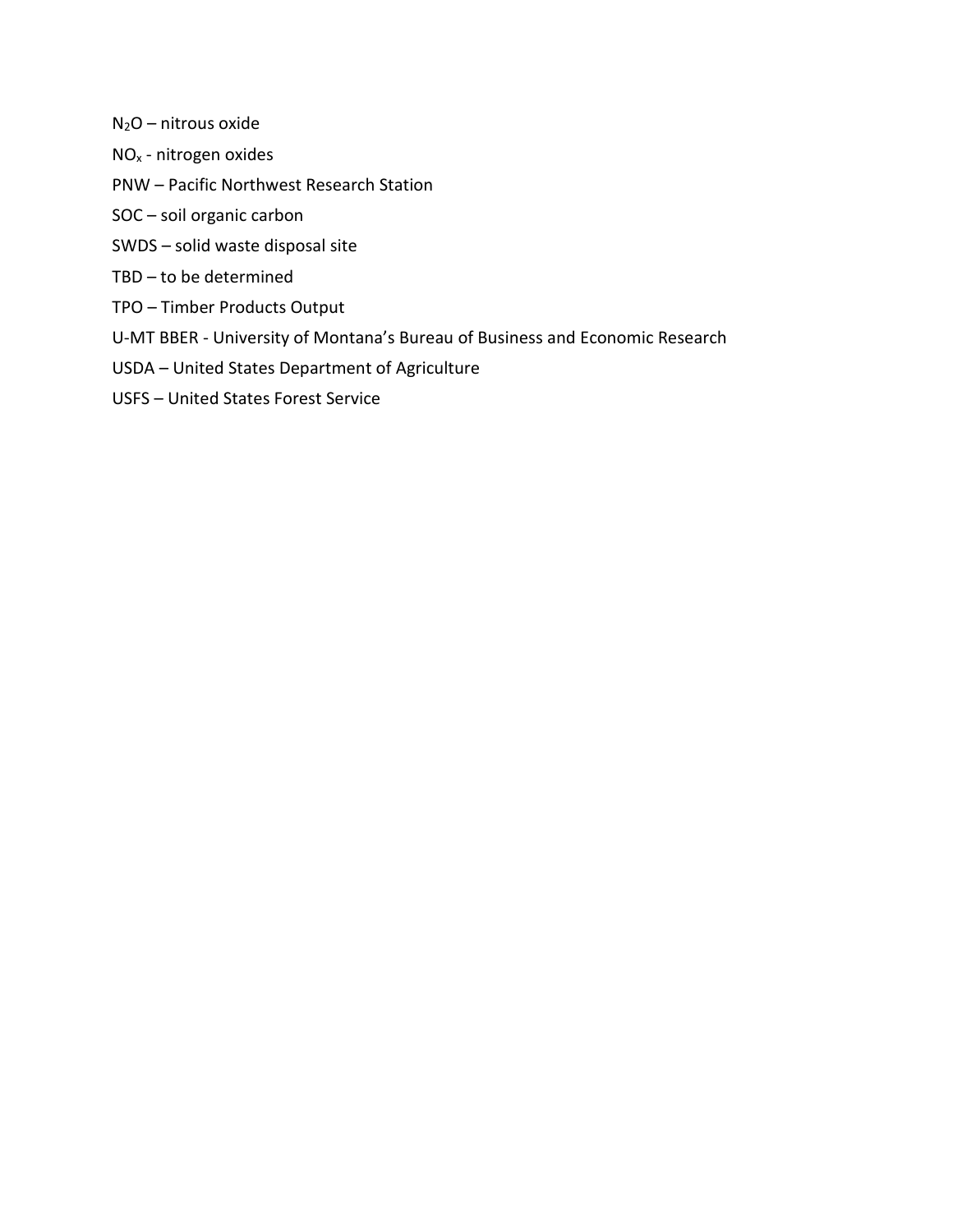$N_2O$ – nitrous oxide

$NO_x$ - nitrogen oxides

PNW – Pacific Northwest Research Station

SOC – soil organic carbon

SWDS – solid waste disposal site

TBD – to be determined

TPO – Timber Products Output

U-MT BBER - University of Montana's Bureau of Business and Economic Research

USDA – United States Department of Agriculture

USFS – United States Forest Service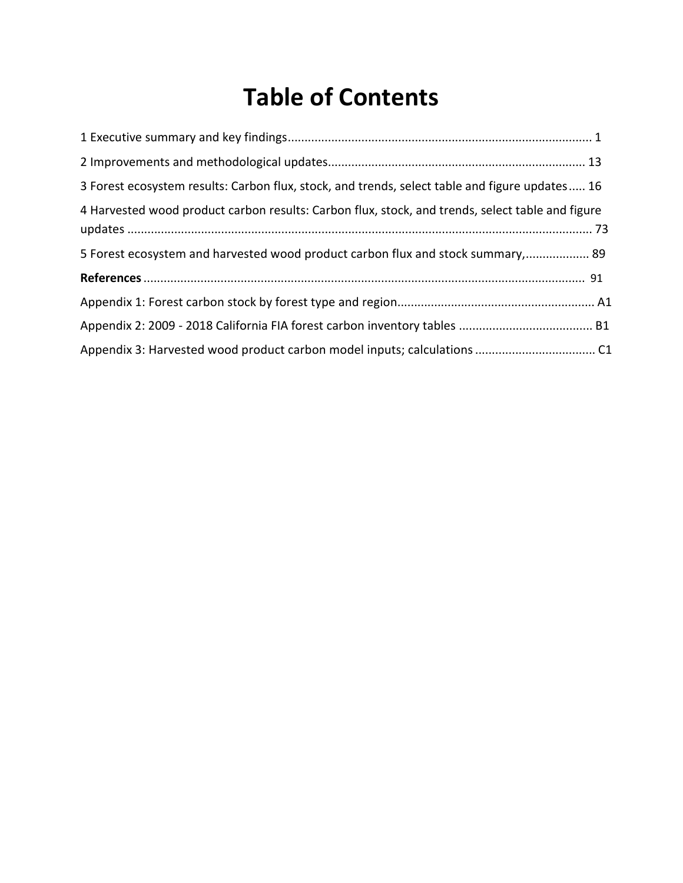# Table of Contents

1 Executive summary and key findings........................................................................................ 1

2 Improvements and methodological updates........................................................................... 13

3 Forest ecosystem results: Carbon flux, stock, and trends, select table and figure updates..... 16

4 Harvested wood product carbon results: Carbon flux, stock, and trends, select table and figure updates ........................................................................................................................................ 73

5 Forest ecosystem and harvested wood product carbon flux and stock summary,.................. 89

**References** ................................................................................................................................. 91

Appendix 1: Forest carbon stock by forest type and region.......................................................... A1

Appendix 2: 2009 - 2018 California FIA forest carbon inventory tables ....................................... B1

Appendix 3: Harvested wood product carbon model inputs; calculations .................................. C1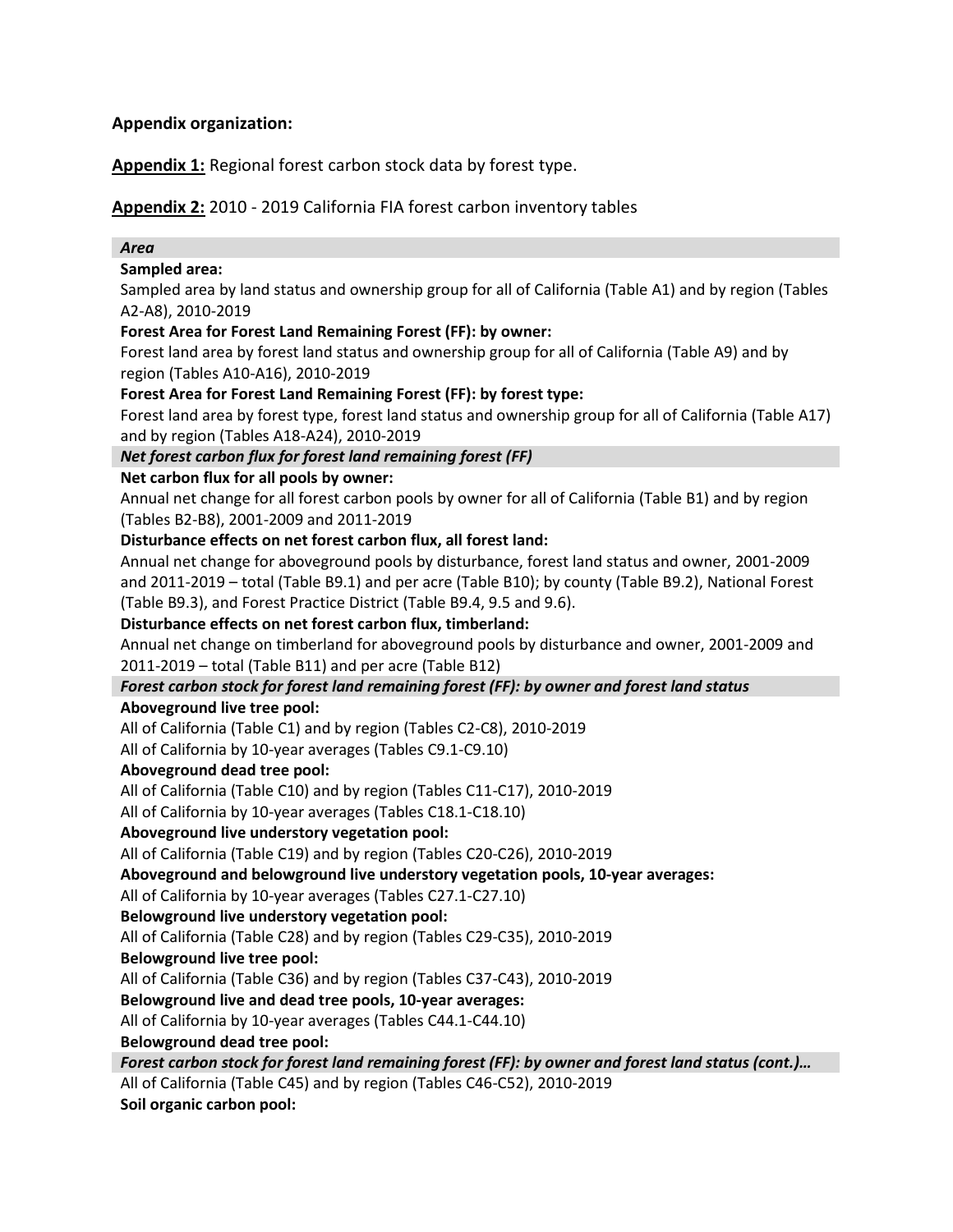**Appendix organization:**

**Appendix 1:** Regional forest carbon stock data by forest type.

**Appendix 2:** 2010 - 2019 California FIA forest carbon inventory tables

***Area***

**Sampled area:**

Sampled area by land status and ownership group for all of California (Table A1) and by region (Tables A2-A8), 2010-2019

**Forest Area for Forest Land Remaining Forest (FF): by owner:**

Forest land area by forest land status and ownership group for all of California (Table A9) and by region (Tables A10-A16), 2010-2019

**Forest Area for Forest Land Remaining Forest (FF): by forest type:**

Forest land area by forest type, forest land status and ownership group for all of California (Table A17) and by region (Tables A18-A24), 2010-2019

***Net forest carbon flux for forest land remaining forest (FF)***

**Net carbon flux for all pools by owner:**

Annual net change for all forest carbon pools by owner for all of California (Table B1) and by region (Tables B2-B8), 2001-2009 and 2011-2019

**Disturbance effects on net forest carbon flux, all forest land:**

Annual net change for aboveground pools by disturbance, forest land status and owner, 2001-2009 and 2011-2019 – total (Table B9.1) and per acre (Table B10); by county (Table B9.2), National Forest (Table B9.3), and Forest Practice District (Table B9.4, 9.5 and 9.6).

**Disturbance effects on net forest carbon flux, timberland:**

Annual net change on timberland for aboveground pools by disturbance and owner, 2001-2009 and 2011-2019 – total (Table B11) and per acre (Table B12)

***Forest carbon stock for forest land remaining forest (FF): by owner and forest land status***

**Aboveground live tree pool:**

All of California (Table C1) and by region (Tables C2-C8), 2010-2019

All of California by 10-year averages (Tables C9.1-C9.10)

**Aboveground dead tree pool:**

All of California (Table C10) and by region (Tables C11-C17), 2010-2019

All of California by 10-year averages (Tables C18.1-C18.10)

**Aboveground live understory vegetation pool:**

All of California (Table C19) and by region (Tables C20-C26), 2010-2019

**Aboveground and belowground live understory vegetation pools, 10-year averages:**

All of California by 10-year averages (Tables C27.1-C27.10)

**Belowground live understory vegetation pool:**

All of California (Table C28) and by region (Tables C29-C35), 2010-2019

**Belowground live tree pool:**

All of California (Table C36) and by region (Tables C37-C43), 2010-2019

**Belowground live and dead tree pools, 10-year averages:**

All of California by 10-year averages (Tables C44.1-C44.10)

**Belowground dead tree pool:**

***Forest carbon stock for forest land remaining forest (FF): by owner and forest land status (cont.)…***

All of California (Table C45) and by region (Tables C46-C52), 2010-2019

**Soil organic carbon pool:**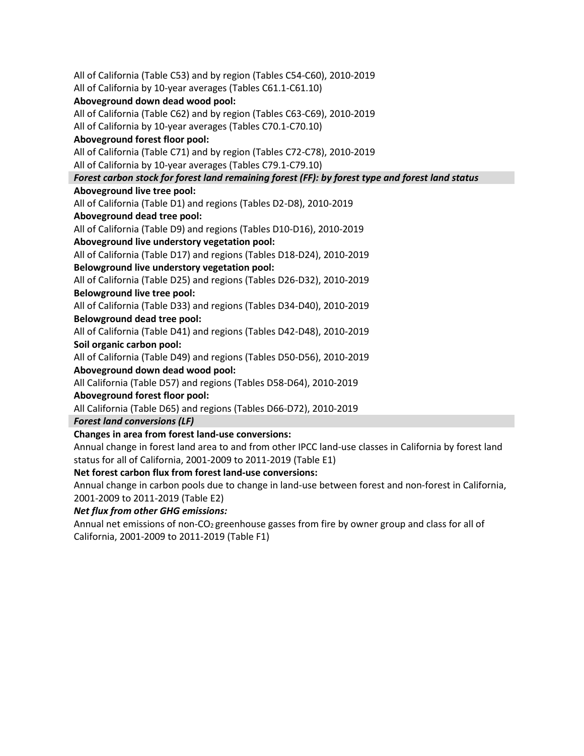All of California (Table C53) and by region (Tables C54-C60), 2010-2019

All of California by 10-year averages (Tables C61.1-C61.10)

**Aboveground down dead wood pool:**

All of California (Table C62) and by region (Tables C63-C69), 2010-2019

All of California by 10-year averages (Tables C70.1-C70.10)

**Aboveground forest floor pool:**

All of California (Table C71) and by region (Tables C72-C78), 2010-2019

All of California by 10-year averages (Tables C79.1-C79.10)

***Forest carbon stock for forest land remaining forest (FF): by forest type and forest land status***

**Aboveground live tree pool:**

All of California (Table D1) and regions (Tables D2-D8), 2010-2019

**Aboveground dead tree pool:**

All of California (Table D9) and regions (Tables D10-D16), 2010-2019

**Aboveground live understory vegetation pool:**

All of California (Table D17) and regions (Tables D18-D24), 2010-2019

**Belowground live understory vegetation pool:**

All of California (Table D25) and regions (Tables D26-D32), 2010-2019

**Belowground live tree pool:**

All of California (Table D33) and regions (Tables D34-D40), 2010-2019

**Belowground dead tree pool:**

All of California (Table D41) and regions (Tables D42-D48), 2010-2019

**Soil organic carbon pool:**

All of California (Table D49) and regions (Tables D50-D56), 2010-2019

**Aboveground down dead wood pool:**

All California (Table D57) and regions (Tables D58-D64), 2010-2019

**Aboveground forest floor pool:**

All California (Table D65) and regions (Tables D66-D72), 2010-2019

***Forest land conversions (LF)***

**Changes in area from forest land-use conversions:**

Annual change in forest land area to and from other IPCC land-use classes in California by forest land status for all of California, 2001-2009 to 2011-2019 (Table E1)

**Net forest carbon flux from forest land-use conversions:**

Annual change in carbon pools due to change in land-use between forest and non-forest in California, 2001-2009 to 2011-2019 (Table E2)

***Net flux from other GHG emissions:***

Annual net emissions of non-$CO_2$ greenhouse gasses from fire by owner group and class for all of California, 2001-2009 to 2011-2019 (Table F1)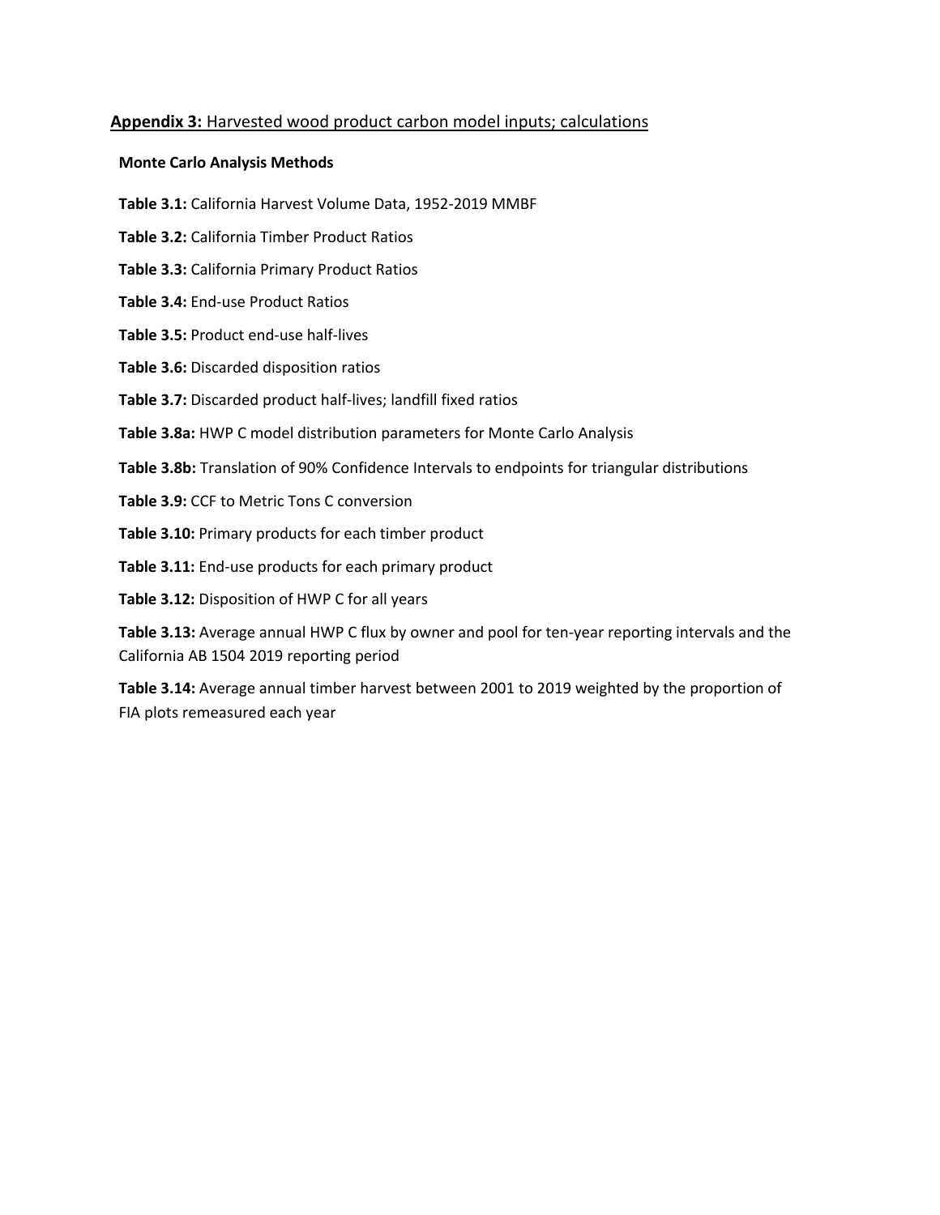## **Appendix 3:** Harvested wood product carbon model inputs; calculations

**Monte Carlo Analysis Methods**

**Table 3.1:** California Harvest Volume Data, 1952-2019 MMBF

**Table 3.2:** California Timber Product Ratios

**Table 3.3:** California Primary Product Ratios

**Table 3.4:** End-use Product Ratios

**Table 3.5:** Product end-use half-lives

**Table 3.6:** Discarded disposition ratios

**Table 3.7:** Discarded product half-lives; landfill fixed ratios

**Table 3.8a:** HWP C model distribution parameters for Monte Carlo Analysis

**Table 3.8b:** Translation of 90% Confidence Intervals to endpoints for triangular distributions

**Table 3.9:** CCF to Metric Tons C conversion

**Table 3.10:** Primary products for each timber product

**Table 3.11:** End-use products for each primary product

**Table 3.12:** Disposition of HWP C for all years

**Table 3.13:** Average annual HWP C flux by owner and pool for ten-year reporting intervals and the California AB 1504 2019 reporting period

**Table 3.14:** Average annual timber harvest between 2001 to 2019 weighted by the proportion of FIA plots remeasured each year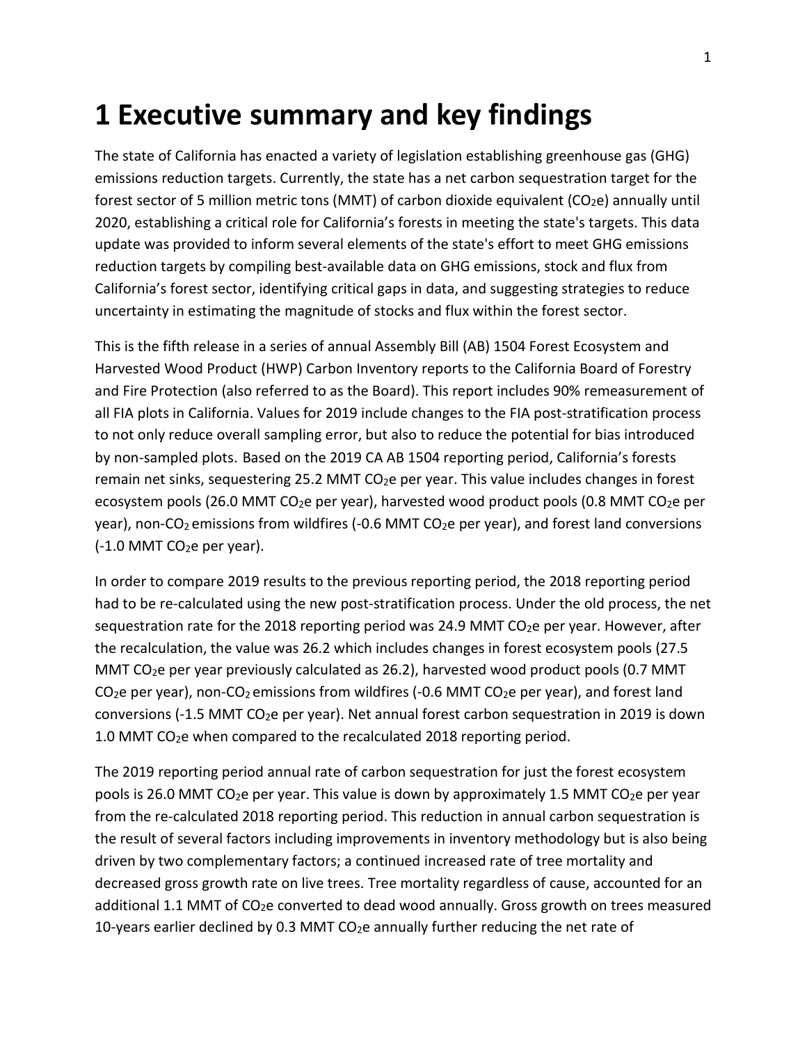# 1 Executive summary and key findings

The state of California has enacted a variety of legislation establishing greenhouse gas (GHG) emissions reduction targets. Currently, the state has a net carbon sequestration target for the forest sector of 5 million metric tons (MMT) of carbon dioxide equivalent ($CO_2e$) annually until 2020, establishing a critical role for California's forests in meeting the state's targets. This data update was provided to inform several elements of the state's effort to meet GHG emissions reduction targets by compiling best-available data on GHG emissions, stock and flux from California's forest sector, identifying critical gaps in data, and suggesting strategies to reduce uncertainty in estimating the magnitude of stocks and flux within the forest sector.

This is the fifth release in a series of annual Assembly Bill (AB) 1504 Forest Ecosystem and Harvested Wood Product (HWP) Carbon Inventory reports to the California Board of Forestry and Fire Protection (also referred to as the Board). This report includes 90% remeasurement of all FIA plots in California. Values for 2019 include changes to the FIA post-stratification process to not only reduce overall sampling error, but also to reduce the potential for bias introduced by non-sampled plots. Based on the 2019 CA AB 1504 reporting period, California's forests remain net sinks, sequestering 25.2 MMT $CO_2e$ per year. This value includes changes in forest ecosystem pools (26.0 MMT $CO_2e$ per year), harvested wood product pools (0.8 MMT $CO_2e$ per year), non-$CO_2$ emissions from wildfires (-0.6 MMT $CO_2e$ per year), and forest land conversions (-1.0 MMT $CO_2e$ per year).

In order to compare 2019 results to the previous reporting period, the 2018 reporting period had to be re-calculated using the new post-stratification process. Under the old process, the net sequestration rate for the 2018 reporting period was 24.9 MMT $CO_2e$ per year. However, after the recalculation, the value was 26.2 which includes changes in forest ecosystem pools (27.5 MMT $CO_2e$ per year previously calculated as 26.2), harvested wood product pools (0.7 MMT $CO_2e$ per year), non-$CO_2$ emissions from wildfires (-0.6 MMT $CO_2e$ per year), and forest land conversions (-1.5 MMT $CO_2e$ per year). Net annual forest carbon sequestration in 2019 is down 1.0 MMT $CO_2e$ when compared to the recalculated 2018 reporting period.

The 2019 reporting period annual rate of carbon sequestration for just the forest ecosystem pools is 26.0 MMT $CO_2e$ per year. This value is down by approximately 1.5 MMT $CO_2e$ per year from the re-calculated 2018 reporting period. This reduction in annual carbon sequestration is the result of several factors including improvements in inventory methodology but is also being driven by two complementary factors; a continued increased rate of tree mortality and decreased gross growth rate on live trees. Tree mortality regardless of cause, accounted for an additional 1.1 MMT of $CO_2e$ converted to dead wood annually. Gross growth on trees measured 10-years earlier declined by 0.3 MMT $CO_2e$ annually further reducing the net rate of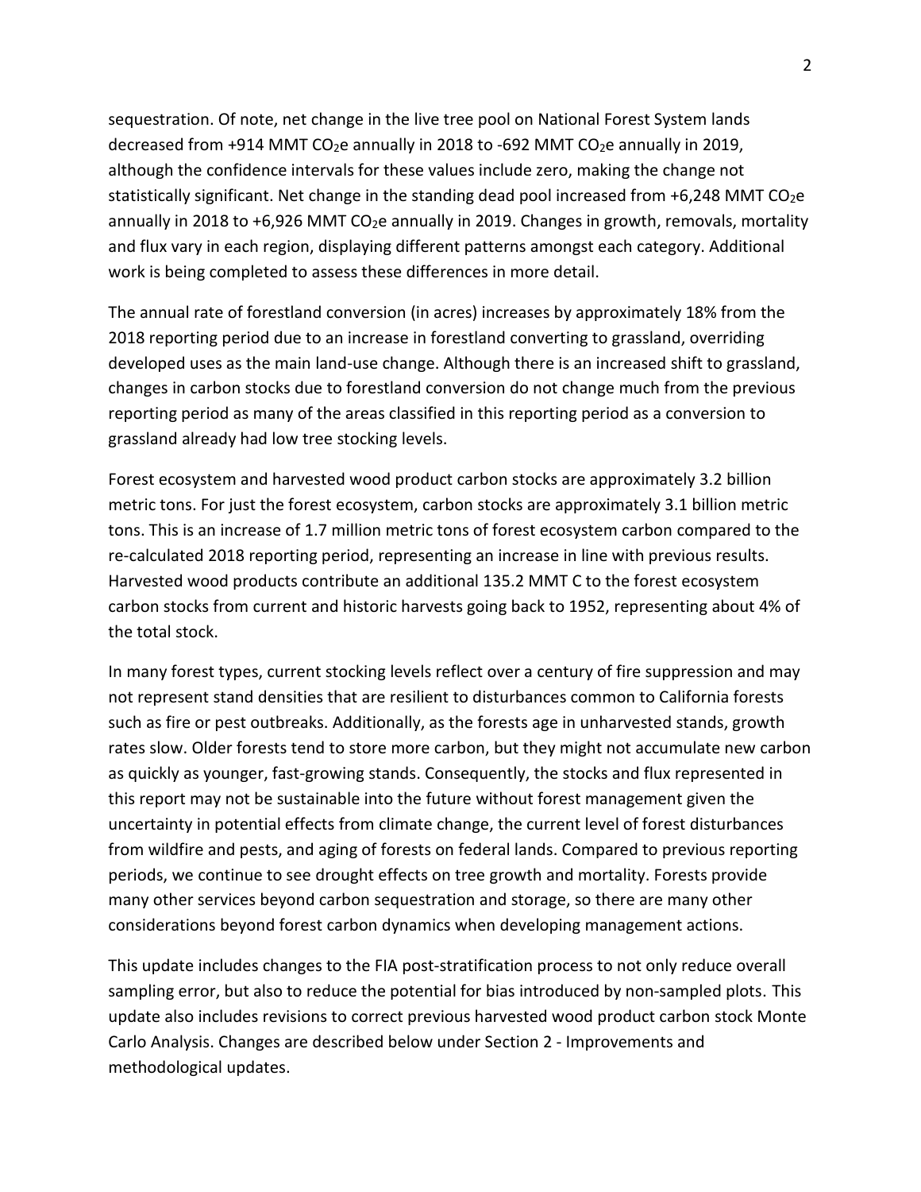sequestration. Of note, net change in the live tree pool on National Forest System lands decreased from +914 MMT $CO_2$e annually in 2018 to -692 MMT $CO_2$e annually in 2019, although the confidence intervals for these values include zero, making the change not statistically significant. Net change in the standing dead pool increased from +6,248 MMT $CO_2$e annually in 2018 to +6,926 MMT $CO_2$e annually in 2019. Changes in growth, removals, mortality and flux vary in each region, displaying different patterns amongst each category. Additional work is being completed to assess these differences in more detail.

The annual rate of forestland conversion (in acres) increases by approximately 18% from the 2018 reporting period due to an increase in forestland converting to grassland, overriding developed uses as the main land-use change. Although there is an increased shift to grassland, changes in carbon stocks due to forestland conversion do not change much from the previous reporting period as many of the areas classified in this reporting period as a conversion to grassland already had low tree stocking levels.

Forest ecosystem and harvested wood product carbon stocks are approximately 3.2 billion metric tons. For just the forest ecosystem, carbon stocks are approximately 3.1 billion metric tons. This is an increase of 1.7 million metric tons of forest ecosystem carbon compared to the re-calculated 2018 reporting period, representing an increase in line with previous results. Harvested wood products contribute an additional 135.2 MMT C to the forest ecosystem carbon stocks from current and historic harvests going back to 1952, representing about 4% of the total stock.

In many forest types, current stocking levels reflect over a century of fire suppression and may not represent stand densities that are resilient to disturbances common to California forests such as fire or pest outbreaks. Additionally, as the forests age in unharvested stands, growth rates slow. Older forests tend to store more carbon, but they might not accumulate new carbon as quickly as younger, fast-growing stands. Consequently, the stocks and flux represented in this report may not be sustainable into the future without forest management given the uncertainty in potential effects from climate change, the current level of forest disturbances from wildfire and pests, and aging of forests on federal lands. Compared to previous reporting periods, we continue to see drought effects on tree growth and mortality. Forests provide many other services beyond carbon sequestration and storage, so there are many other considerations beyond forest carbon dynamics when developing management actions.

This update includes changes to the FIA post-stratification process to not only reduce overall sampling error, but also to reduce the potential for bias introduced by non-sampled plots. This update also includes revisions to correct previous harvested wood product carbon stock Monte Carlo Analysis. Changes are described below under Section 2 - Improvements and methodological updates.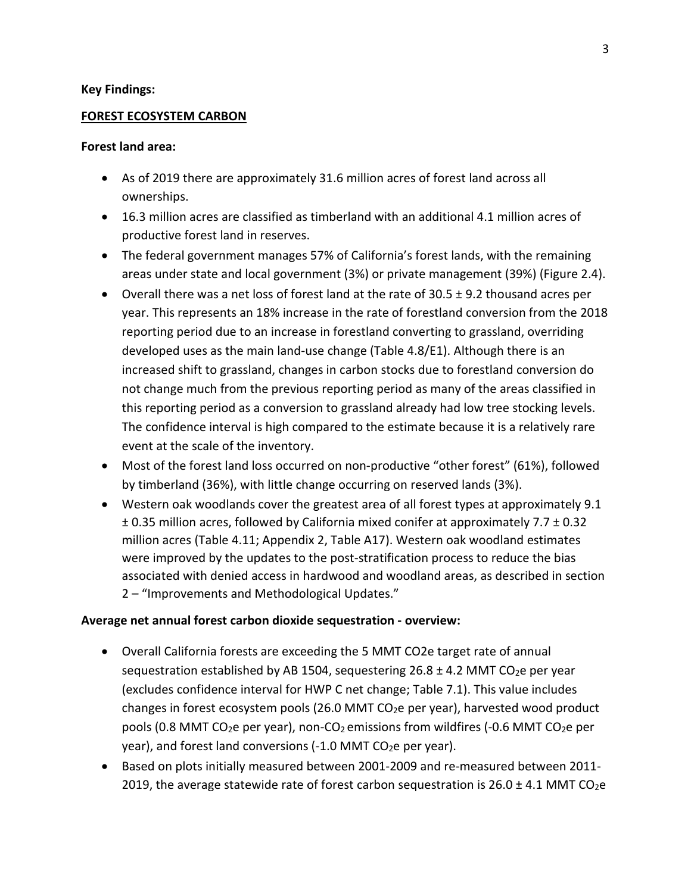**Key Findings:**

**FOREST ECOSYSTEM CARBON**

**Forest land area:**

- As of 2019 there are approximately 31.6 million acres of forest land across all ownerships.
- 16.3 million acres are classified as timberland with an additional 4.1 million acres of productive forest land in reserves.
- The federal government manages 57% of California's forest lands, with the remaining areas under state and local government (3%) or private management (39%) (Figure 2.4).
- Overall there was a net loss of forest land at the rate of 30.5 ± 9.2 thousand acres per year. This represents an 18% increase in the rate of forestland conversion from the 2018 reporting period due to an increase in forestland converting to grassland, overriding developed uses as the main land-use change (Table 4.8/E1). Although there is an increased shift to grassland, changes in carbon stocks due to forestland conversion do not change much from the previous reporting period as many of the areas classified in this reporting period as a conversion to grassland already had low tree stocking levels. The confidence interval is high compared to the estimate because it is a relatively rare event at the scale of the inventory.
- Most of the forest land loss occurred on non-productive "other forest" (61%), followed by timberland (36%), with little change occurring on reserved lands (3%).
- Western oak woodlands cover the greatest area of all forest types at approximately 9.1 ± 0.35 million acres, followed by California mixed conifer at approximately 7.7 ± 0.32 million acres (Table 4.11; Appendix 2, Table A17). Western oak woodland estimates were improved by the updates to the post-stratification process to reduce the bias associated with denied access in hardwood and woodland areas, as described in section 2 – "Improvements and Methodological Updates."

**Average net annual forest carbon dioxide sequestration - overview:**

- Overall California forests are exceeding the 5 MMT CO2e target rate of annual sequestration established by AB 1504, sequestering 26.8 ± 4.2 MMT $CO_2$e per year (excludes confidence interval for HWP C net change; Table 7.1). This value includes changes in forest ecosystem pools (26.0 MMT $CO_2$e per year), harvested wood product pools (0.8 MMT $CO_2$e per year), non-$CO_2$ emissions from wildfires (-0.6 MMT $CO_2$e per year), and forest land conversions (-1.0 MMT $CO_2$e per year).
- Based on plots initially measured between 2001-2009 and re-measured between 2011-2019, the average statewide rate of forest carbon sequestration is 26.0 ± 4.1 MMT $CO_2$e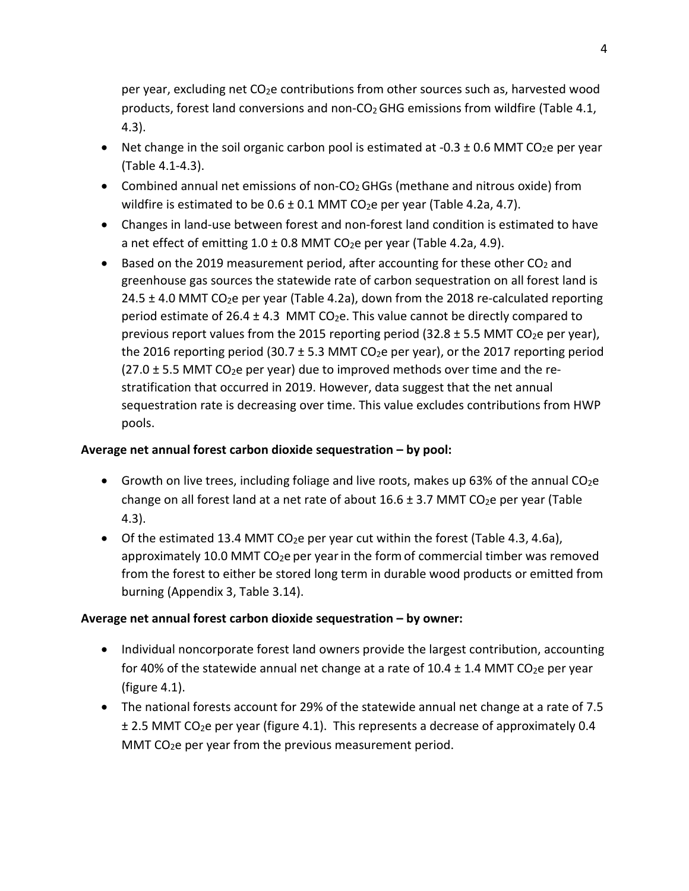per year, excluding net $CO_2e$ contributions from other sources such as, harvested wood products, forest land conversions and non-$CO_2$ GHG emissions from wildfire (Table 4.1, 4.3).

- Net change in the soil organic carbon pool is estimated at -0.3 ± 0.6 MMT $CO_2e$ per year (Table 4.1-4.3).
- Combined annual net emissions of non-$CO_2$ GHGs (methane and nitrous oxide) from wildfire is estimated to be 0.6 ± 0.1 MMT $CO_2e$ per year (Table 4.2a, 4.7).
- Changes in land-use between forest and non-forest land condition is estimated to have a net effect of emitting 1.0 ± 0.8 MMT $CO_2e$ per year (Table 4.2a, 4.9).
- Based on the 2019 measurement period, after accounting for these other $CO_2$ and greenhouse gas sources the statewide rate of carbon sequestration on all forest land is 24.5 ± 4.0 MMT $CO_2e$ per year (Table 4.2a), down from the 2018 re-calculated reporting period estimate of 26.4 ± 4.3 MMT $CO_2e$. This value cannot be directly compared to previous report values from the 2015 reporting period (32.8 ± 5.5 MMT $CO_2e$ per year), the 2016 reporting period (30.7 ± 5.3 MMT $CO_2e$ per year), or the 2017 reporting period (27.0 ± 5.5 MMT $CO_2e$ per year) due to improved methods over time and the re-stratification that occurred in 2019. However, data suggest that the net annual sequestration rate is decreasing over time. This value excludes contributions from HWP pools.

**Average net annual forest carbon dioxide sequestration – by pool:**

- Growth on live trees, including foliage and live roots, makes up 63% of the annual $CO_2e$ change on all forest land at a net rate of about 16.6 ± 3.7 MMT $CO_2e$ per year (Table 4.3).
- Of the estimated 13.4 MMT $CO_2e$ per year cut within the forest (Table 4.3, 4.6a), approximately 10.0 MMT $CO_2e$ per year in the form of commercial timber was removed from the forest to either be stored long term in durable wood products or emitted from burning (Appendix 3, Table 3.14).

**Average net annual forest carbon dioxide sequestration – by owner:**

- Individual noncorporate forest land owners provide the largest contribution, accounting for 40% of the statewide annual net change at a rate of 10.4 ± 1.4 MMT $CO_2e$ per year (figure 4.1).
- The national forests account for 29% of the statewide annual net change at a rate of 7.5 ± 2.5 MMT $CO_2e$ per year (figure 4.1). This represents a decrease of approximately 0.4 MMT $CO_2e$ per year from the previous measurement period.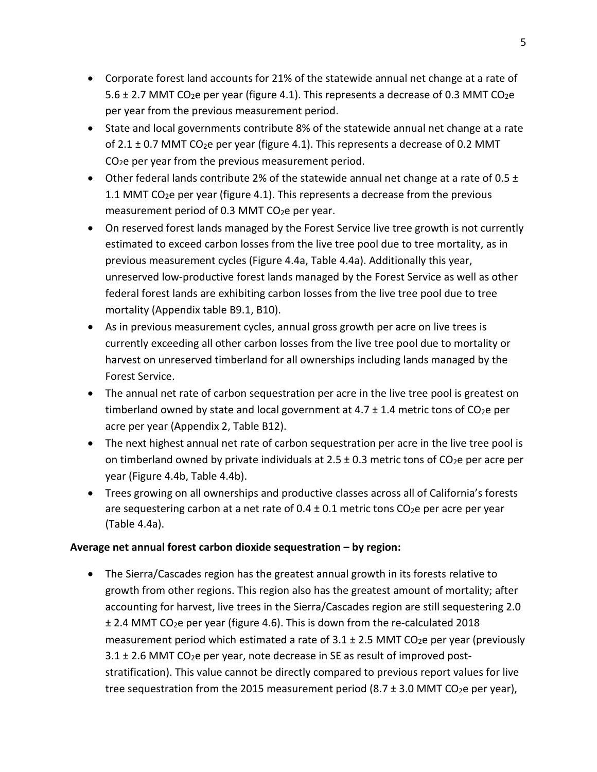- Corporate forest land accounts for 21% of the statewide annual net change at a rate of 5.6 ± 2.7 MMT $CO_2e$ per year (figure 4.1). This represents a decrease of 0.3 MMT $CO_2e$ per year from the previous measurement period.
- State and local governments contribute 8% of the statewide annual net change at a rate of 2.1 ± 0.7 MMT $CO_2e$ per year (figure 4.1). This represents a decrease of 0.2 MMT $CO_2e$ per year from the previous measurement period.
- Other federal lands contribute 2% of the statewide annual net change at a rate of 0.5 ± 1.1 MMT $CO_2e$ per year (figure 4.1). This represents a decrease from the previous measurement period of 0.3 MMT $CO_2e$ per year.
- On reserved forest lands managed by the Forest Service live tree growth is not currently estimated to exceed carbon losses from the live tree pool due to tree mortality, as in previous measurement cycles (Figure 4.4a, Table 4.4a). Additionally this year, unreserved low-productive forest lands managed by the Forest Service as well as other federal forest lands are exhibiting carbon losses from the live tree pool due to tree mortality (Appendix table B9.1, B10).
- As in previous measurement cycles, annual gross growth per acre on live trees is currently exceeding all other carbon losses from the live tree pool due to mortality or harvest on unreserved timberland for all ownerships including lands managed by the Forest Service.
- The annual net rate of carbon sequestration per acre in the live tree pool is greatest on timberland owned by state and local government at 4.7 ± 1.4 metric tons of $CO_2e$ per acre per year (Appendix 2, Table B12).
- The next highest annual net rate of carbon sequestration per acre in the live tree pool is on timberland owned by private individuals at 2.5 ± 0.3 metric tons of $CO_2e$ per acre per year (Figure 4.4b, Table 4.4b).
- Trees growing on all ownerships and productive classes across all of California's forests are sequestering carbon at a net rate of 0.4 ± 0.1 metric tons $CO_2e$ per acre per year (Table 4.4a).

**Average net annual forest carbon dioxide sequestration – by region:**

- The Sierra/Cascades region has the greatest annual growth in its forests relative to growth from other regions. This region also has the greatest amount of mortality; after accounting for harvest, live trees in the Sierra/Cascades region are still sequestering 2.0 ± 2.4 MMT $CO_2e$ per year (figure 4.6). This is down from the re-calculated 2018 measurement period which estimated a rate of 3.1 ± 2.5 MMT $CO_2e$ per year (previously 3.1 ± 2.6 MMT $CO_2e$ per year, note decrease in SE as result of improved post-stratification). This value cannot be directly compared to previous report values for live tree sequestration from the 2015 measurement period (8.7 ± 3.0 MMT $CO_2e$ per year),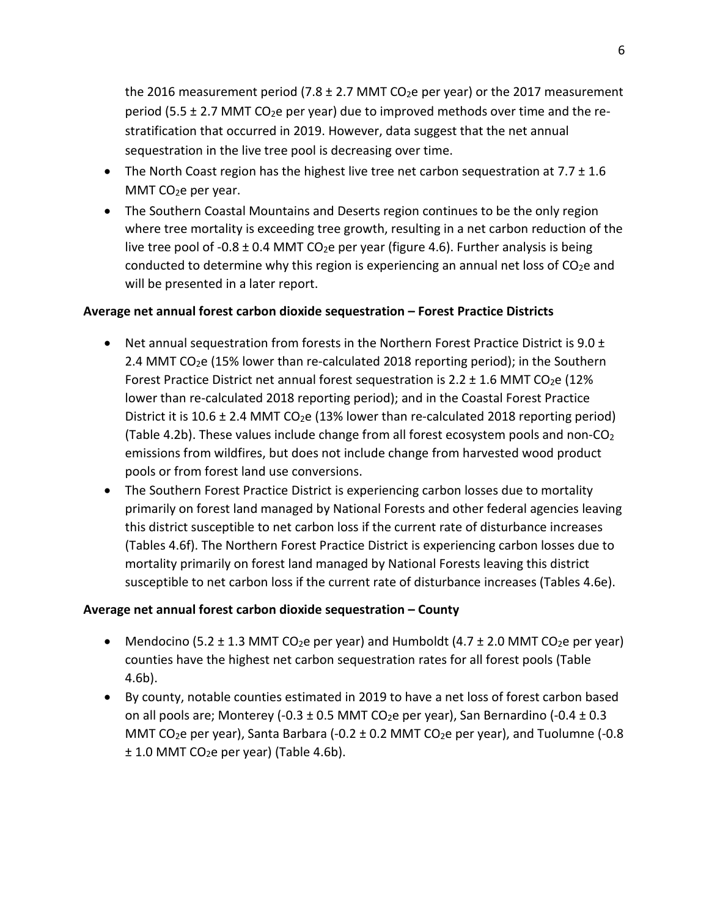the 2016 measurement period (7.8 ± 2.7 MMT $CO_2$e per year) or the 2017 measurement period (5.5 ± 2.7 MMT $CO_2$e per year) due to improved methods over time and the re-stratification that occurred in 2019. However, data suggest that the net annual sequestration in the live tree pool is decreasing over time.

- The North Coast region has the highest live tree net carbon sequestration at 7.7 ± 1.6 MMT $CO_2$e per year.
- The Southern Coastal Mountains and Deserts region continues to be the only region where tree mortality is exceeding tree growth, resulting in a net carbon reduction of the live tree pool of -0.8 ± 0.4 MMT $CO_2$e per year (figure 4.6). Further analysis is being conducted to determine why this region is experiencing an annual net loss of $CO_2$e and will be presented in a later report.

**Average net annual forest carbon dioxide sequestration – Forest Practice Districts**

- Net annual sequestration from forests in the Northern Forest Practice District is 9.0 ± 2.4 MMT $CO_2$e (15% lower than re-calculated 2018 reporting period); in the Southern Forest Practice District net annual forest sequestration is 2.2 ± 1.6 MMT $CO_2$e (12% lower than re-calculated 2018 reporting period); and in the Coastal Forest Practice District it is 10.6 ± 2.4 MMT $CO_2$e (13% lower than re-calculated 2018 reporting period) (Table 4.2b). These values include change from all forest ecosystem pools and non-$CO_2$ emissions from wildfires, but does not include change from harvested wood product pools or from forest land use conversions.
- The Southern Forest Practice District is experiencing carbon losses due to mortality primarily on forest land managed by National Forests and other federal agencies leaving this district susceptible to net carbon loss if the current rate of disturbance increases (Tables 4.6f). The Northern Forest Practice District is experiencing carbon losses due to mortality primarily on forest land managed by National Forests leaving this district susceptible to net carbon loss if the current rate of disturbance increases (Tables 4.6e).

**Average net annual forest carbon dioxide sequestration – County**

- Mendocino (5.2 ± 1.3 MMT $CO_2$e per year) and Humboldt (4.7 ± 2.0 MMT $CO_2$e per year) counties have the highest net carbon sequestration rates for all forest pools (Table 4.6b).
- By county, notable counties estimated in 2019 to have a net loss of forest carbon based on all pools are; Monterey (-0.3 ± 0.5 MMT $CO_2$e per year), San Bernardino (-0.4 ± 0.3 MMT $CO_2$e per year), Santa Barbara (-0.2 ± 0.2 MMT $CO_2$e per year), and Tuolumne (-0.8 ± 1.0 MMT $CO_2$e per year) (Table 4.6b).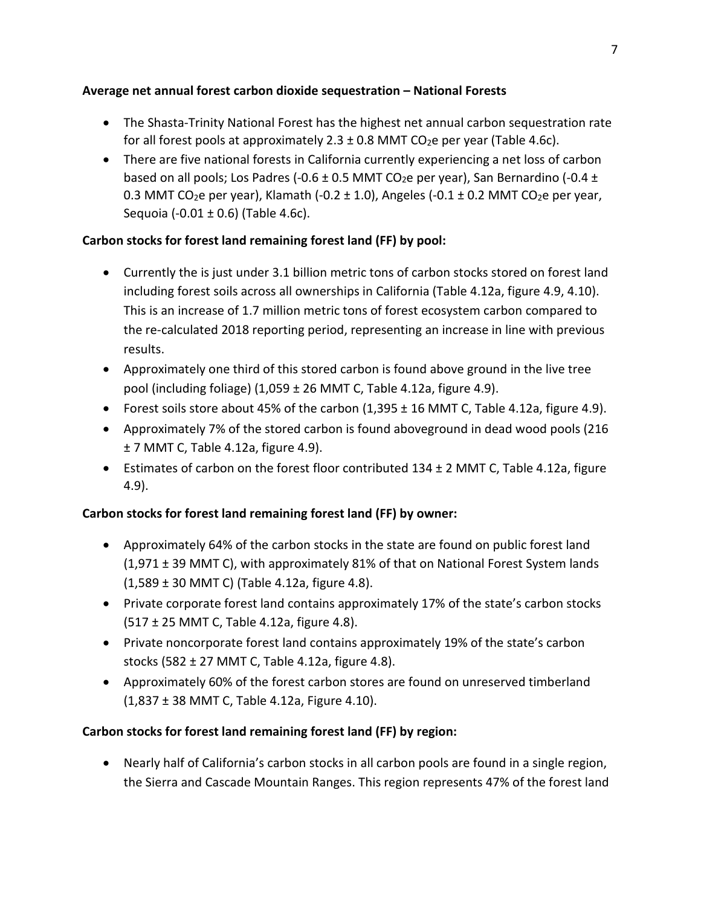**Average net annual forest carbon dioxide sequestration – National Forests**

- The Shasta-Trinity National Forest has the highest net annual carbon sequestration rate for all forest pools at approximately 2.3 ± 0.8 MMT $CO_2$e per year (Table 4.6c).
- There are five national forests in California currently experiencing a net loss of carbon based on all pools; Los Padres (-0.6 ± 0.5 MMT $CO_2$e per year), San Bernardino (-0.4 ± 0.3 MMT $CO_2$e per year), Klamath (-0.2 ± 1.0), Angeles (-0.1 ± 0.2 MMT $CO_2$e per year, Sequoia (-0.01 ± 0.6) (Table 4.6c).

**Carbon stocks for forest land remaining forest land (FF) by pool:**

- Currently the is just under 3.1 billion metric tons of carbon stocks stored on forest land including forest soils across all ownerships in California (Table 4.12a, figure 4.9, 4.10). This is an increase of 1.7 million metric tons of forest ecosystem carbon compared to the re-calculated 2018 reporting period, representing an increase in line with previous results.
- Approximately one third of this stored carbon is found above ground in the live tree pool (including foliage) (1,059 ± 26 MMT C, Table 4.12a, figure 4.9).
- Forest soils store about 45% of the carbon (1,395 ± 16 MMT C, Table 4.12a, figure 4.9).
- Approximately 7% of the stored carbon is found aboveground in dead wood pools (216 ± 7 MMT C, Table 4.12a, figure 4.9).
- Estimates of carbon on the forest floor contributed 134 ± 2 MMT C, Table 4.12a, figure 4.9).

**Carbon stocks for forest land remaining forest land (FF) by owner:**

- Approximately 64% of the carbon stocks in the state are found on public forest land (1,971 ± 39 MMT C), with approximately 81% of that on National Forest System lands (1,589 ± 30 MMT C) (Table 4.12a, figure 4.8).
- Private corporate forest land contains approximately 17% of the state's carbon stocks (517 ± 25 MMT C, Table 4.12a, figure 4.8).
- Private noncorporate forest land contains approximately 19% of the state's carbon stocks (582 ± 27 MMT C, Table 4.12a, figure 4.8).
- Approximately 60% of the forest carbon stores are found on unreserved timberland (1,837 ± 38 MMT C, Table 4.12a, Figure 4.10).

**Carbon stocks for forest land remaining forest land (FF) by region:**

- Nearly half of California's carbon stocks in all carbon pools are found in a single region, the Sierra and Cascade Mountain Ranges. This region represents 47% of the forest land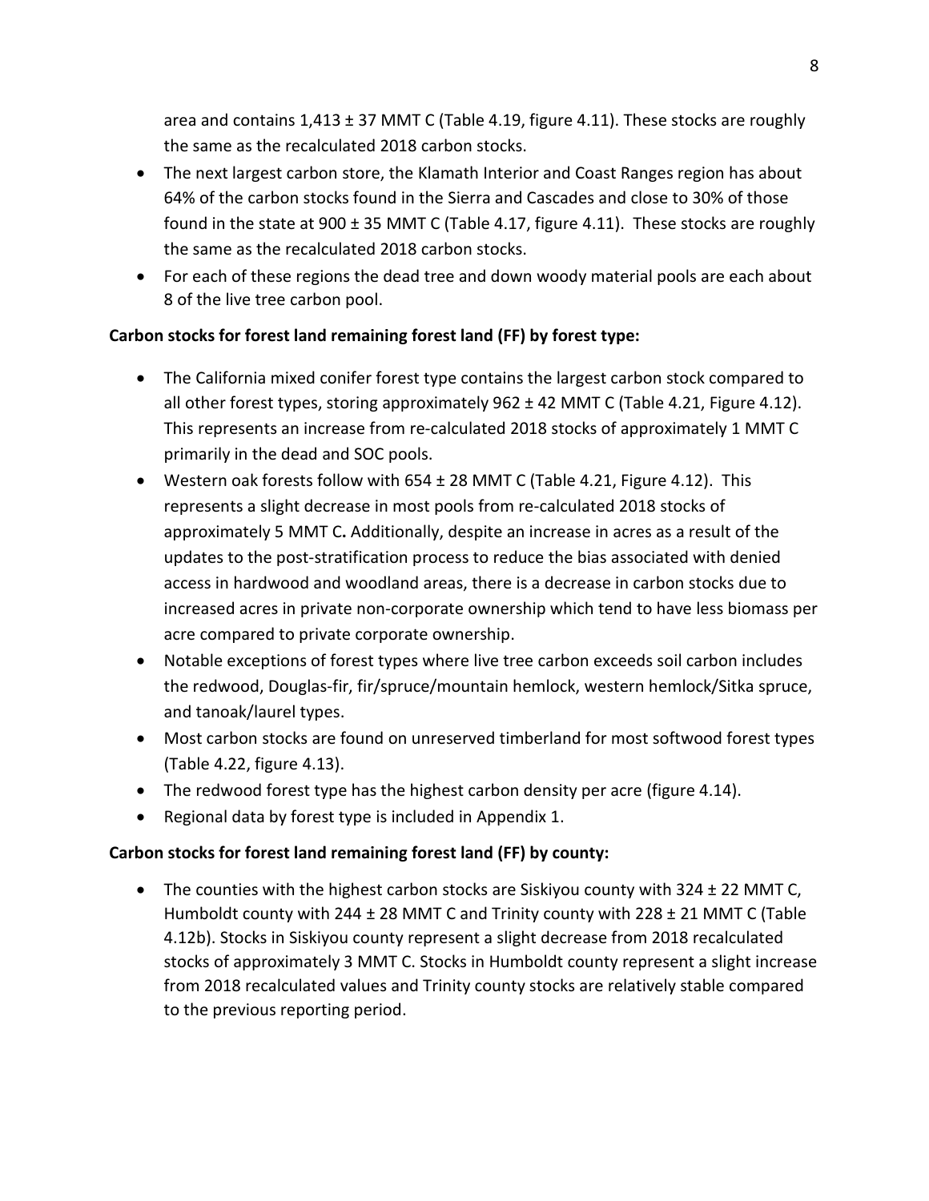area and contains 1,413 ± 37 MMT C (Table 4.19, figure 4.11). These stocks are roughly the same as the recalculated 2018 carbon stocks.

- The next largest carbon store, the Klamath Interior and Coast Ranges region has about 64% of the carbon stocks found in the Sierra and Cascades and close to 30% of those found in the state at 900 ± 35 MMT C (Table 4.17, figure 4.11). These stocks are roughly the same as the recalculated 2018 carbon stocks.
- For each of these regions the dead tree and down woody material pools are each about 8 of the live tree carbon pool.

**Carbon stocks for forest land remaining forest land (FF) by forest type:**

- The California mixed conifer forest type contains the largest carbon stock compared to all other forest types, storing approximately 962 ± 42 MMT C (Table 4.21, Figure 4.12). This represents an increase from re-calculated 2018 stocks of approximately 1 MMT C primarily in the dead and SOC pools.
- Western oak forests follow with 654 ± 28 MMT C (Table 4.21, Figure 4.12). This represents a slight decrease in most pools from re-calculated 2018 stocks of approximately 5 MMT C**.** Additionally, despite an increase in acres as a result of the updates to the post-stratification process to reduce the bias associated with denied access in hardwood and woodland areas, there is a decrease in carbon stocks due to increased acres in private non-corporate ownership which tend to have less biomass per acre compared to private corporate ownership.
- Notable exceptions of forest types where live tree carbon exceeds soil carbon includes the redwood, Douglas-fir, fir/spruce/mountain hemlock, western hemlock/Sitka spruce, and tanoak/laurel types.
- Most carbon stocks are found on unreserved timberland for most softwood forest types (Table 4.22, figure 4.13).
- The redwood forest type has the highest carbon density per acre (figure 4.14).
- Regional data by forest type is included in Appendix 1.

**Carbon stocks for forest land remaining forest land (FF) by county:**

- The counties with the highest carbon stocks are Siskiyou county with 324 ± 22 MMT C, Humboldt county with 244 ± 28 MMT C and Trinity county with 228 ± 21 MMT C (Table 4.12b). Stocks in Siskiyou county represent a slight decrease from 2018 recalculated stocks of approximately 3 MMT C. Stocks in Humboldt county represent a slight increase from 2018 recalculated values and Trinity county stocks are relatively stable compared to the previous reporting period.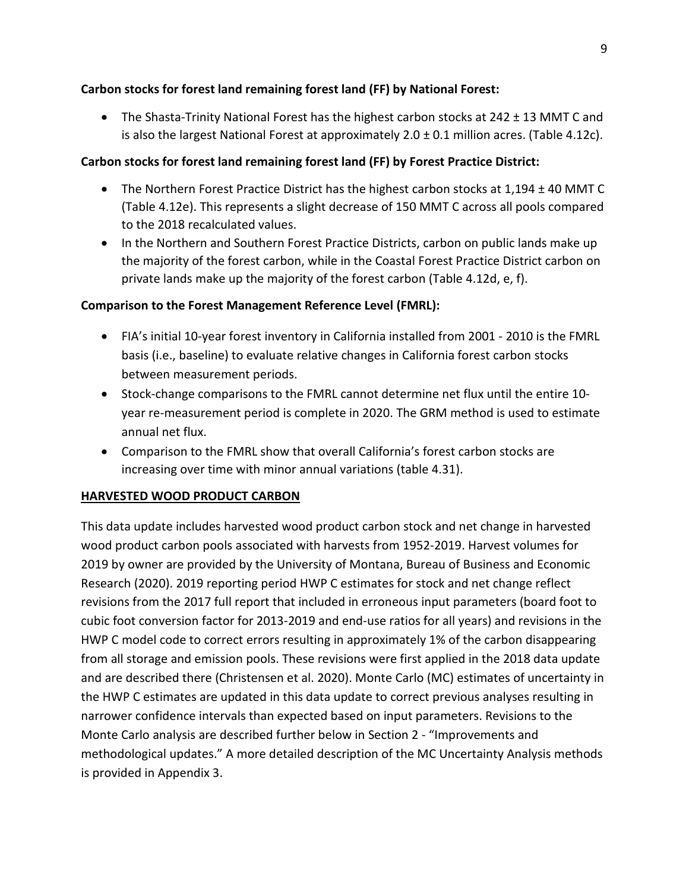**Carbon stocks for forest land remaining forest land (FF) by National Forest:**

- The Shasta-Trinity National Forest has the highest carbon stocks at 242 ± 13 MMT C and is also the largest National Forest at approximately 2.0 ± 0.1 million acres. (Table 4.12c).

**Carbon stocks for forest land remaining forest land (FF) by Forest Practice District:**

- The Northern Forest Practice District has the highest carbon stocks at 1,194 ± 40 MMT C (Table 4.12e). This represents a slight decrease of 150 MMT C across all pools compared to the 2018 recalculated values.
- In the Northern and Southern Forest Practice Districts, carbon on public lands make up the majority of the forest carbon, while in the Coastal Forest Practice District carbon on private lands make up the majority of the forest carbon (Table 4.12d, e, f).

**Comparison to the Forest Management Reference Level (FMRL):**

- FIA's initial 10-year forest inventory in California installed from 2001 - 2010 is the FMRL basis (i.e., baseline) to evaluate relative changes in California forest carbon stocks between measurement periods.
- Stock-change comparisons to the FMRL cannot determine net flux until the entire 10-year re-measurement period is complete in 2020. The GRM method is used to estimate annual net flux.
- Comparison to the FMRL show that overall California's forest carbon stocks are increasing over time with minor annual variations (table 4.31).

**HARVESTED WOOD PRODUCT CARBON**

This data update includes harvested wood product carbon stock and net change in harvested wood product carbon pools associated with harvests from 1952-2019. Harvest volumes for 2019 by owner are provided by the University of Montana, Bureau of Business and Economic Research (2020). 2019 reporting period HWP C estimates for stock and net change reflect revisions from the 2017 full report that included in erroneous input parameters (board foot to cubic foot conversion factor for 2013-2019 and end-use ratios for all years) and revisions in the HWP C model code to correct errors resulting in approximately 1% of the carbon disappearing from all storage and emission pools. These revisions were first applied in the 2018 data update and are described there (Christensen et al. 2020). Monte Carlo (MC) estimates of uncertainty in the HWP C estimates are updated in this data update to correct previous analyses resulting in narrower confidence intervals than expected based on input parameters. Revisions to the Monte Carlo analysis are described further below in Section 2 - "Improvements and methodological updates." A more detailed description of the MC Uncertainty Analysis methods is provided in Appendix 3.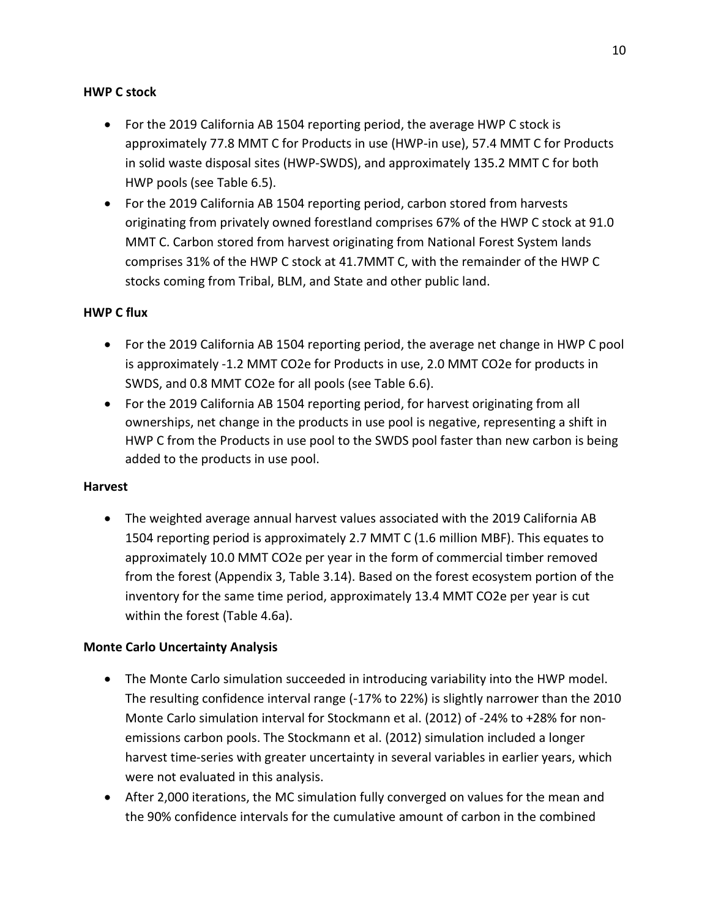**HWP C stock**

- For the 2019 California AB 1504 reporting period, the average HWP C stock is approximately 77.8 MMT C for Products in use (HWP-in use), 57.4 MMT C for Products in solid waste disposal sites (HWP-SWDS), and approximately 135.2 MMT C for both HWP pools (see Table 6.5).
- For the 2019 California AB 1504 reporting period, carbon stored from harvests originating from privately owned forestland comprises 67% of the HWP C stock at 91.0 MMT C. Carbon stored from harvest originating from National Forest System lands comprises 31% of the HWP C stock at 41.7MMT C, with the remainder of the HWP C stocks coming from Tribal, BLM, and State and other public land.

**HWP C flux**

- For the 2019 California AB 1504 reporting period, the average net change in HWP C pool is approximately -1.2 MMT CO2e for Products in use, 2.0 MMT CO2e for products in SWDS, and 0.8 MMT CO2e for all pools (see Table 6.6).
- For the 2019 California AB 1504 reporting period, for harvest originating from all ownerships, net change in the products in use pool is negative, representing a shift in HWP C from the Products in use pool to the SWDS pool faster than new carbon is being added to the products in use pool.

**Harvest**

- The weighted average annual harvest values associated with the 2019 California AB 1504 reporting period is approximately 2.7 MMT C (1.6 million MBF). This equates to approximately 10.0 MMT CO2e per year in the form of commercial timber removed from the forest (Appendix 3, Table 3.14). Based on the forest ecosystem portion of the inventory for the same time period, approximately 13.4 MMT CO2e per year is cut within the forest (Table 4.6a).

**Monte Carlo Uncertainty Analysis**

- The Monte Carlo simulation succeeded in introducing variability into the HWP model. The resulting confidence interval range (-17% to 22%) is slightly narrower than the 2010 Monte Carlo simulation interval for Stockmann et al. (2012) of -24% to +28% for non-emissions carbon pools. The Stockmann et al. (2012) simulation included a longer harvest time-series with greater uncertainty in several variables in earlier years, which were not evaluated in this analysis.
- After 2,000 iterations, the MC simulation fully converged on values for the mean and the 90% confidence intervals for the cumulative amount of carbon in the combined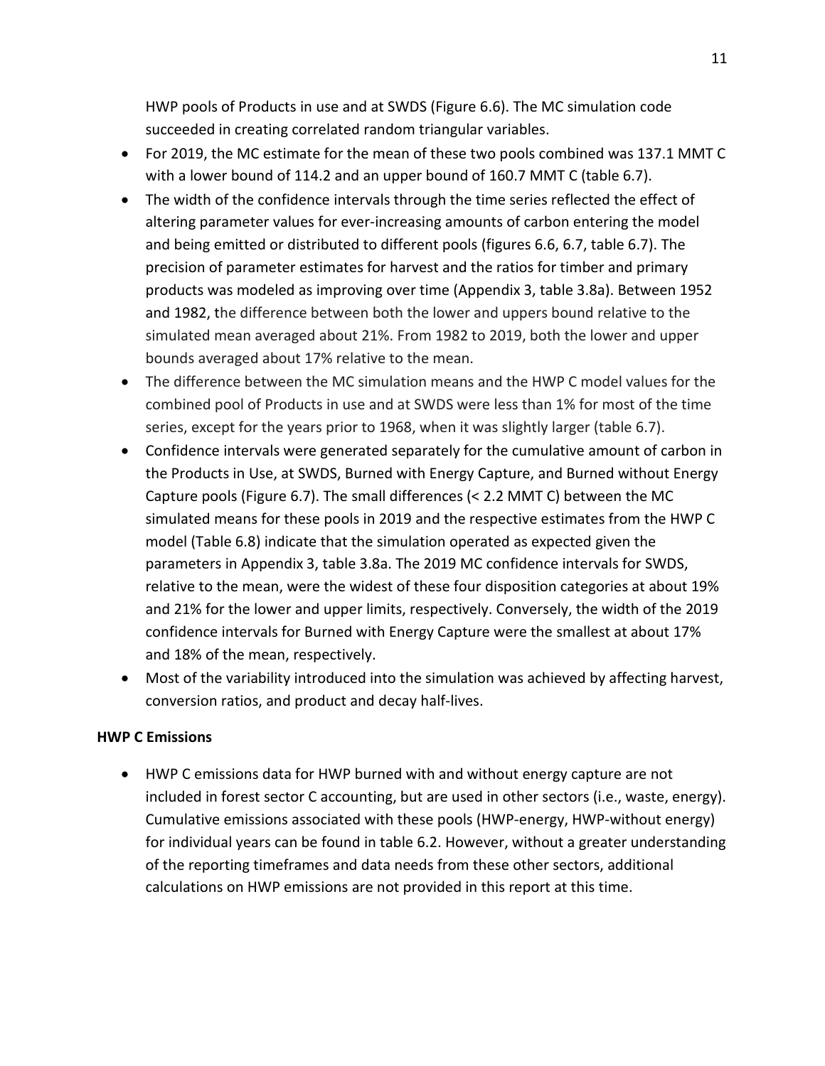HWP pools of Products in use and at SWDS (Figure 6.6). The MC simulation code succeeded in creating correlated random triangular variables.

- For 2019, the MC estimate for the mean of these two pools combined was 137.1 MMT C with a lower bound of 114.2 and an upper bound of 160.7 MMT C (table 6.7).
- The width of the confidence intervals through the time series reflected the effect of altering parameter values for ever-increasing amounts of carbon entering the model and being emitted or distributed to different pools (figures 6.6, 6.7, table 6.7). The precision of parameter estimates for harvest and the ratios for timber and primary products was modeled as improving over time (Appendix 3, table 3.8a). Between 1952 and 1982, the difference between both the lower and uppers bound relative to the simulated mean averaged about 21%. From 1982 to 2019, both the lower and upper bounds averaged about 17% relative to the mean.
- The difference between the MC simulation means and the HWP C model values for the combined pool of Products in use and at SWDS were less than 1% for most of the time series, except for the years prior to 1968, when it was slightly larger (table 6.7).
- Confidence intervals were generated separately for the cumulative amount of carbon in the Products in Use, at SWDS, Burned with Energy Capture, and Burned without Energy Capture pools (Figure 6.7). The small differences (< 2.2 MMT C) between the MC simulated means for these pools in 2019 and the respective estimates from the HWP C model (Table 6.8) indicate that the simulation operated as expected given the parameters in Appendix 3, table 3.8a. The 2019 MC confidence intervals for SWDS, relative to the mean, were the widest of these four disposition categories at about 19% and 21% for the lower and upper limits, respectively. Conversely, the width of the 2019 confidence intervals for Burned with Energy Capture were the smallest at about 17% and 18% of the mean, respectively.
- Most of the variability introduced into the simulation was achieved by affecting harvest, conversion ratios, and product and decay half-lives.

**HWP C Emissions**

- HWP C emissions data for HWP burned with and without energy capture are not included in forest sector C accounting, but are used in other sectors (i.e., waste, energy). Cumulative emissions associated with these pools (HWP-energy, HWP-without energy) for individual years can be found in table 6.2. However, without a greater understanding of the reporting timeframes and data needs from these other sectors, additional calculations on HWP emissions are not provided in this report at this time.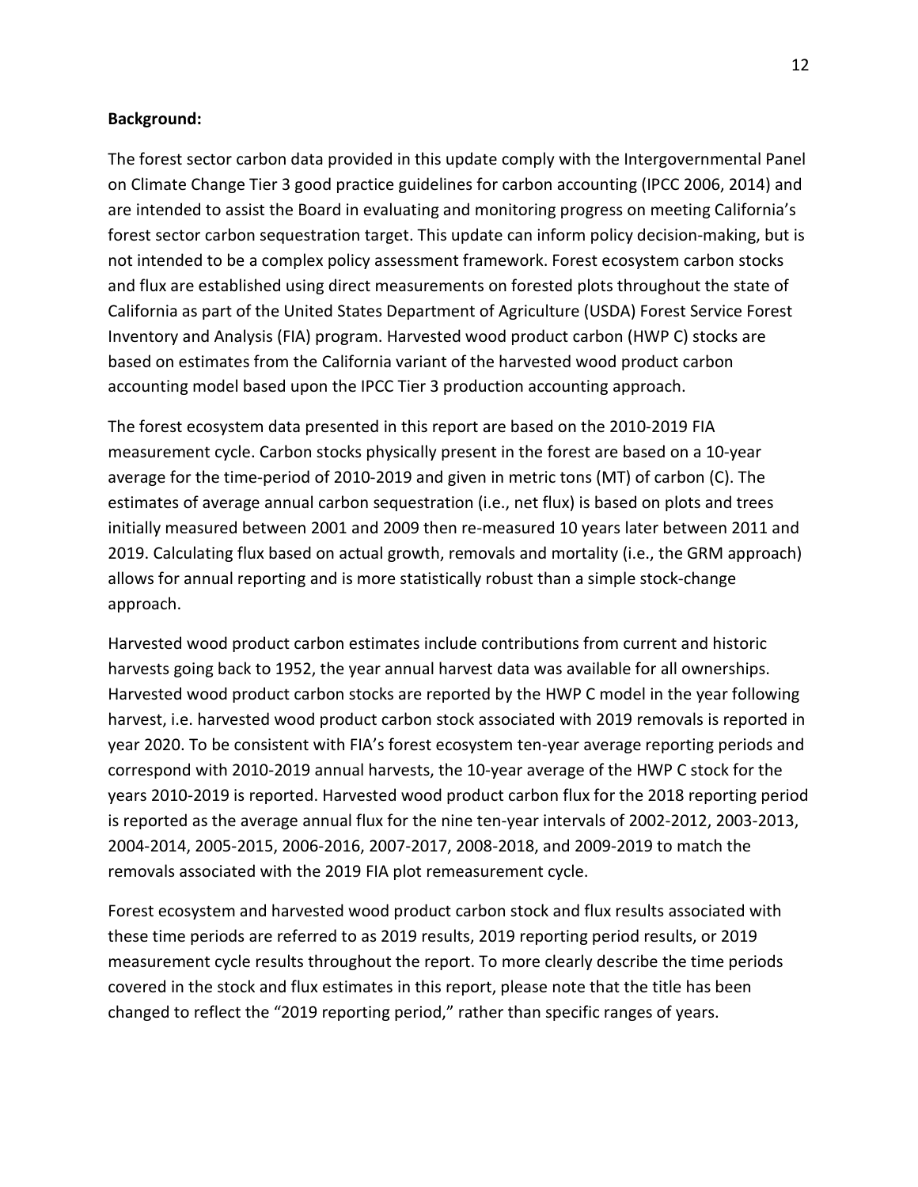**Background:**

The forest sector carbon data provided in this update comply with the Intergovernmental Panel on Climate Change Tier 3 good practice guidelines for carbon accounting (IPCC 2006, 2014) and are intended to assist the Board in evaluating and monitoring progress on meeting California's forest sector carbon sequestration target. This update can inform policy decision-making, but is not intended to be a complex policy assessment framework. Forest ecosystem carbon stocks and flux are established using direct measurements on forested plots throughout the state of California as part of the United States Department of Agriculture (USDA) Forest Service Forest Inventory and Analysis (FIA) program. Harvested wood product carbon (HWP C) stocks are based on estimates from the California variant of the harvested wood product carbon accounting model based upon the IPCC Tier 3 production accounting approach.

The forest ecosystem data presented in this report are based on the 2010-2019 FIA measurement cycle. Carbon stocks physically present in the forest are based on a 10-year average for the time-period of 2010-2019 and given in metric tons (MT) of carbon (C). The estimates of average annual carbon sequestration (i.e., net flux) is based on plots and trees initially measured between 2001 and 2009 then re-measured 10 years later between 2011 and 2019. Calculating flux based on actual growth, removals and mortality (i.e., the GRM approach) allows for annual reporting and is more statistically robust than a simple stock-change approach.

Harvested wood product carbon estimates include contributions from current and historic harvests going back to 1952, the year annual harvest data was available for all ownerships. Harvested wood product carbon stocks are reported by the HWP C model in the year following harvest, i.e. harvested wood product carbon stock associated with 2019 removals is reported in year 2020. To be consistent with FIA's forest ecosystem ten-year average reporting periods and correspond with 2010-2019 annual harvests, the 10-year average of the HWP C stock for the years 2010-2019 is reported. Harvested wood product carbon flux for the 2018 reporting period is reported as the average annual flux for the nine ten-year intervals of 2002-2012, 2003-2013, 2004-2014, 2005-2015, 2006-2016, 2007-2017, 2008-2018, and 2009-2019 to match the removals associated with the 2019 FIA plot remeasurement cycle.

Forest ecosystem and harvested wood product carbon stock and flux results associated with these time periods are referred to as 2019 results, 2019 reporting period results, or 2019 measurement cycle results throughout the report. To more clearly describe the time periods covered in the stock and flux estimates in this report, please note that the title has been changed to reflect the "2019 reporting period," rather than specific ranges of years.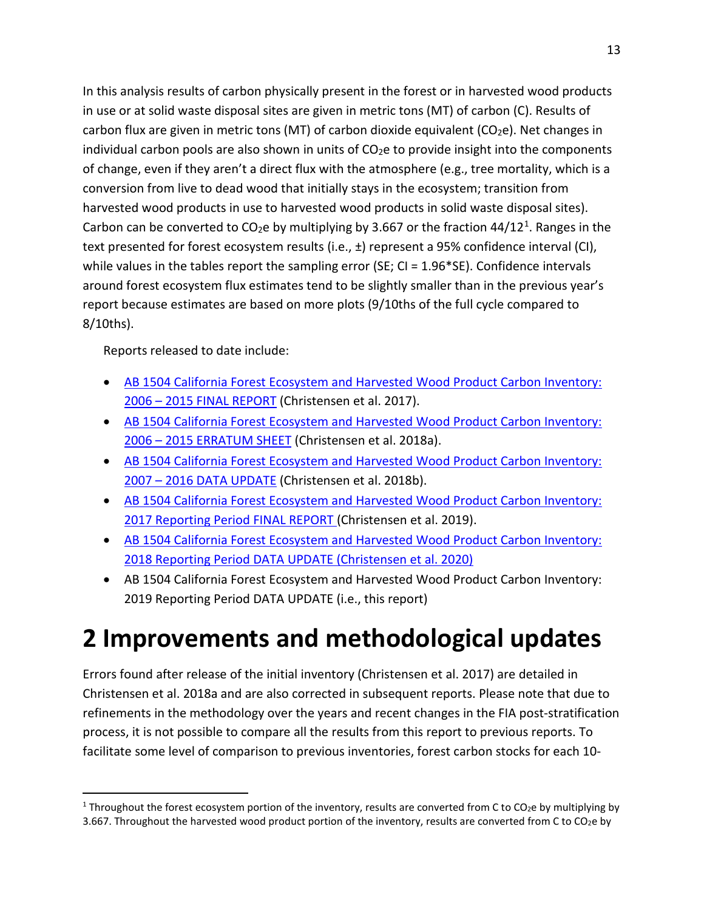In this analysis results of carbon physically present in the forest or in harvested wood products in use or at solid waste disposal sites are given in metric tons (MT) of carbon (C). Results of carbon flux are given in metric tons (MT) of carbon dioxide equivalent ($CO_2e$). Net changes in individual carbon pools are also shown in units of $CO_2e$ to provide insight into the components of change, even if they aren't a direct flux with the atmosphere (e.g., tree mortality, which is a conversion from live to dead wood that initially stays in the ecosystem; transition from harvested wood products in use to harvested wood products in solid waste disposal sites). Carbon can be converted to $CO_2e$ by multiplying by 3.667 or the fraction 44/12[1]. Ranges in the text presented for forest ecosystem results (i.e., ±) represent a 95% confidence interval (CI), while values in the tables report the sampling error (SE; CI = 1.96*SE). Confidence intervals around forest ecosystem flux estimates tend to be slightly smaller than in the previous year's report because estimates are based on more plots (9/10ths of the full cycle compared to 8/10ths).

Reports released to date include:

- AB 1504 California Forest Ecosystem and Harvested Wood Product Carbon Inventory: 2006 – 2015 FINAL REPORT (Christensen et al. 2017).
- AB 1504 California Forest Ecosystem and Harvested Wood Product Carbon Inventory: 2006 – 2015 ERRATUM SHEET (Christensen et al. 2018a).
- AB 1504 California Forest Ecosystem and Harvested Wood Product Carbon Inventory: 2007 – 2016 DATA UPDATE (Christensen et al. 2018b).
- AB 1504 California Forest Ecosystem and Harvested Wood Product Carbon Inventory: 2017 Reporting Period FINAL REPORT (Christensen et al. 2019).
- AB 1504 California Forest Ecosystem and Harvested Wood Product Carbon Inventory: 2018 Reporting Period DATA UPDATE (Christensen et al. 2020)
- AB 1504 California Forest Ecosystem and Harvested Wood Product Carbon Inventory: 2019 Reporting Period DATA UPDATE (i.e., this report)

# 2 Improvements and methodological updates

Errors found after release of the initial inventory (Christensen et al. 2017) are detailed in Christensen et al. 2018a and are also corrected in subsequent reports. Please note that due to refinements in the methodology over the years and recent changes in the FIA post-stratification process, it is not possible to compare all the results from this report to previous reports. To facilitate some level of comparison to previous inventories, forest carbon stocks for each 10-

[1] Throughout the forest ecosystem portion of the inventory, results are converted from C to $CO_2e$ by multiplying by 3.667. Throughout the harvested wood product portion of the inventory, results are converted from C to $CO_2e$ by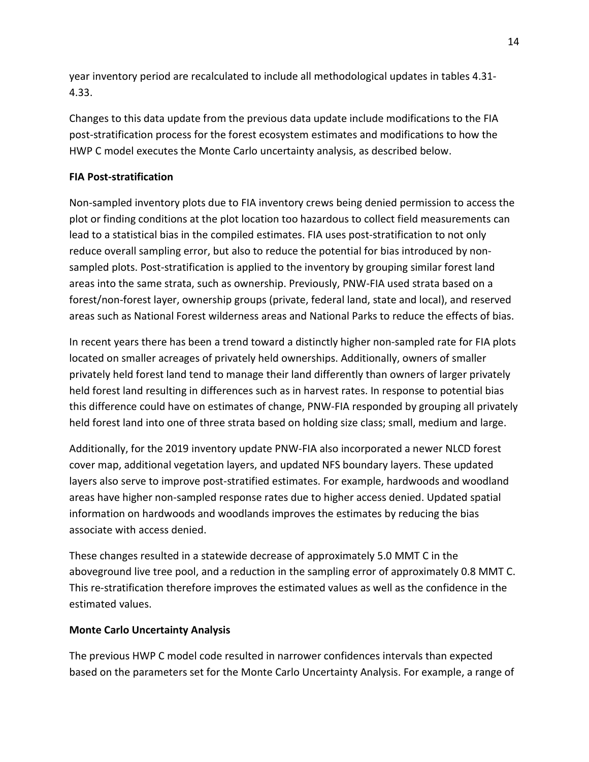year inventory period are recalculated to include all methodological updates in tables 4.31-4.33.

Changes to this data update from the previous data update include modifications to the FIA post-stratification process for the forest ecosystem estimates and modifications to how the HWP C model executes the Monte Carlo uncertainty analysis, as described below.

**FIA Post-stratification**

Non-sampled inventory plots due to FIA inventory crews being denied permission to access the plot or finding conditions at the plot location too hazardous to collect field measurements can lead to a statistical bias in the compiled estimates. FIA uses post-stratification to not only reduce overall sampling error, but also to reduce the potential for bias introduced by non-sampled plots. Post-stratification is applied to the inventory by grouping similar forest land areas into the same strata, such as ownership. Previously, PNW-FIA used strata based on a forest/non-forest layer, ownership groups (private, federal land, state and local), and reserved areas such as National Forest wilderness areas and National Parks to reduce the effects of bias.

In recent years there has been a trend toward a distinctly higher non-sampled rate for FIA plots located on smaller acreages of privately held ownerships. Additionally, owners of smaller privately held forest land tend to manage their land differently than owners of larger privately held forest land resulting in differences such as in harvest rates. In response to potential bias this difference could have on estimates of change, PNW-FIA responded by grouping all privately held forest land into one of three strata based on holding size class; small, medium and large.

Additionally, for the 2019 inventory update PNW-FIA also incorporated a newer NLCD forest cover map, additional vegetation layers, and updated NFS boundary layers. These updated layers also serve to improve post-stratified estimates. For example, hardwoods and woodland areas have higher non-sampled response rates due to higher access denied. Updated spatial information on hardwoods and woodlands improves the estimates by reducing the bias associate with access denied.

These changes resulted in a statewide decrease of approximately 5.0 MMT C in the aboveground live tree pool, and a reduction in the sampling error of approximately 0.8 MMT C. This re-stratification therefore improves the estimated values as well as the confidence in the estimated values.

**Monte Carlo Uncertainty Analysis**

The previous HWP C model code resulted in narrower confidences intervals than expected based on the parameters set for the Monte Carlo Uncertainty Analysis. For example, a range of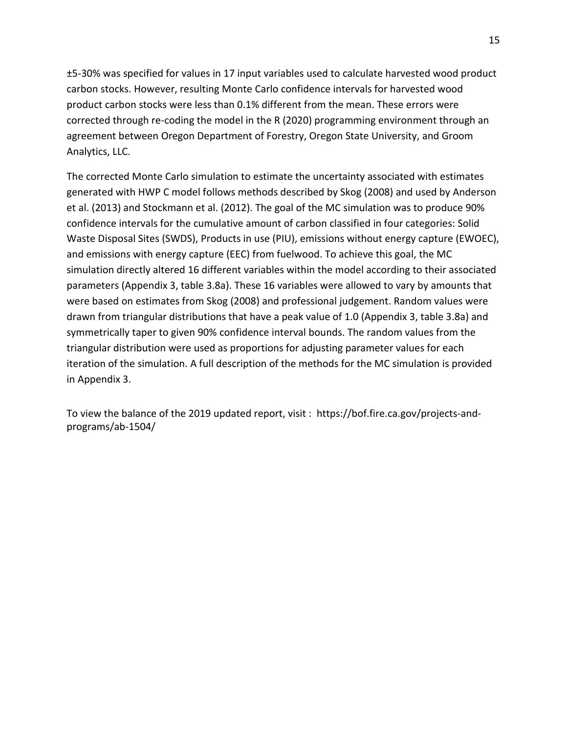±5-30% was specified for values in 17 input variables used to calculate harvested wood product carbon stocks. However, resulting Monte Carlo confidence intervals for harvested wood product carbon stocks were less than 0.1% different from the mean. These errors were corrected through re-coding the model in the R (2020) programming environment through an agreement between Oregon Department of Forestry, Oregon State University, and Groom Analytics, LLC.

The corrected Monte Carlo simulation to estimate the uncertainty associated with estimates generated with HWP C model follows methods described by Skog (2008) and used by Anderson et al. (2013) and Stockmann et al. (2012). The goal of the MC simulation was to produce 90% confidence intervals for the cumulative amount of carbon classified in four categories: Solid Waste Disposal Sites (SWDS), Products in use (PIU), emissions without energy capture (EWOEC), and emissions with energy capture (EEC) from fuelwood. To achieve this goal, the MC simulation directly altered 16 different variables within the model according to their associated parameters (Appendix 3, table 3.8a). These 16 variables were allowed to vary by amounts that were based on estimates from Skog (2008) and professional judgement. Random values were drawn from triangular distributions that have a peak value of 1.0 (Appendix 3, table 3.8a) and symmetrically taper to given 90% confidence interval bounds. The random values from the triangular distribution were used as proportions for adjusting parameter values for each iteration of the simulation. A full description of the methods for the MC simulation is provided in Appendix 3.

To view the balance of the 2019 updated report, visit : https://bof.fire.ca.gov/projects-and-programs/ab-1504/